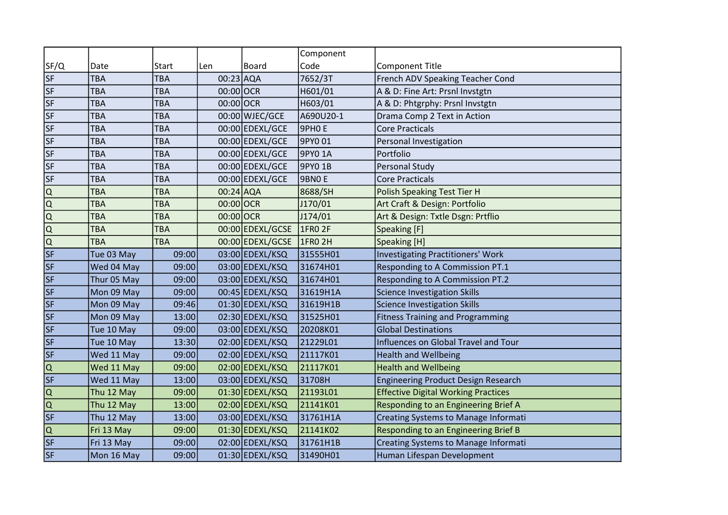| SF/Q | Date | Start | Len | Board | Component Code | Component Title |
|---|---|---|---|---|---|---|
| SF | TBA | TBA | 00:23 | AQA | 7652/3T | French ADV Speaking Teacher Cond |
| SF | TBA | TBA | 00:00 | OCR | H601/01 | A & D: Fine Art: Prsnl Invstgtn |
| SF | TBA | TBA | 00:00 | OCR | H603/01 | A & D: Phtgrphy: Prsnl Invstgtn |
| SF | TBA | TBA | 00:00 | WJEC/GCE | A690U20-1 | Drama Comp 2 Text in Action |
| SF | TBA | TBA | 00:00 | EDEXL/GCE | 9PH0 E | Core Practicals |
| SF | TBA | TBA | 00:00 | EDEXL/GCE | 9PY0 01 | Personal Investigation |
| SF | TBA | TBA | 00:00 | EDEXL/GCE | 9PY0 1A | Portfolio |
| SF | TBA | TBA | 00:00 | EDEXL/GCE | 9PY0 1B | Personal Study |
| SF | TBA | TBA | 00:00 | EDEXL/GCE | 9BN0 E | Core Practicals |
| Q | TBA | TBA | 00:24 | AQA | 8688/SH | Polish Speaking Test Tier H |
| Q | TBA | TBA | 00:00 | OCR | J170/01 | Art Craft & Design: Portfolio |
| Q | TBA | TBA | 00:00 | OCR | J174/01 | Art & Design: Txtle Dsgn: Prtflio |
| Q | TBA | TBA | 00:00 | EDEXL/GCSE | 1FR0 2F | Speaking [F] |
| Q | TBA | TBA | 00:00 | EDEXL/GCSE | 1FR0 2H | Speaking [H] |
| SF | Tue 03 May | 09:00 | 03:00 | EDEXL/KSQ | 31555H01 | Investigating Practitioners' Work |
| SF | Wed 04 May | 09:00 | 03:00 | EDEXL/KSQ | 31674H01 | Responding to A Commission PT.1 |
| SF | Thur 05 May | 09:00 | 03:00 | EDEXL/KSQ | 31674H01 | Responding to A Commission PT.2 |
| SF | Mon 09 May | 09:00 | 00:45 | EDEXL/KSQ | 31619H1A | Science Investigation Skills |
| SF | Mon 09 May | 09:46 | 01:30 | EDEXL/KSQ | 31619H1B | Science Investigation Skills |
| SF | Mon 09 May | 13:00 | 02:30 | EDEXL/KSQ | 31525H01 | Fitness Training and Programming |
| SF | Tue 10 May | 09:00 | 03:00 | EDEXL/KSQ | 20208K01 | Global Destinations |
| SF | Tue 10 May | 13:30 | 02:00 | EDEXL/KSQ | 21229L01 | Influences on Global Travel and Tour |
| SF | Wed 11 May | 09:00 | 02:00 | EDEXL/KSQ | 21117K01 | Health and Wellbeing |
| Q | Wed 11 May | 09:00 | 02:00 | EDEXL/KSQ | 21117K01 | Health and Wellbeing |
| SF | Wed 11 May | 13:00 | 03:00 | EDEXL/KSQ | 31708H | Engineering Product Design Research |
| Q | Thu 12 May | 09:00 | 01:30 | EDEXL/KSQ | 21193L01 | Effective Digital Working Practices |
| Q | Thu 12 May | 13:00 | 02:00 | EDEXL/KSQ | 21141K01 | Responding to an Engineering Brief A |
| SF | Thu 12 May | 13:00 | 03:00 | EDEXL/KSQ | 31761H1A | Creating Systems to Manage Informati |
| Q | Fri 13 May | 09:00 | 01:30 | EDEXL/KSQ | 21141K02 | Responding to an Engineering Brief B |
| SF | Fri 13 May | 09:00 | 02:00 | EDEXL/KSQ | 31761H1B | Creating Systems to Manage Informati |
| SF | Mon 16 May | 09:00 | 01:30 | EDEXL/KSQ | 31490H01 | Human Lifespan Development |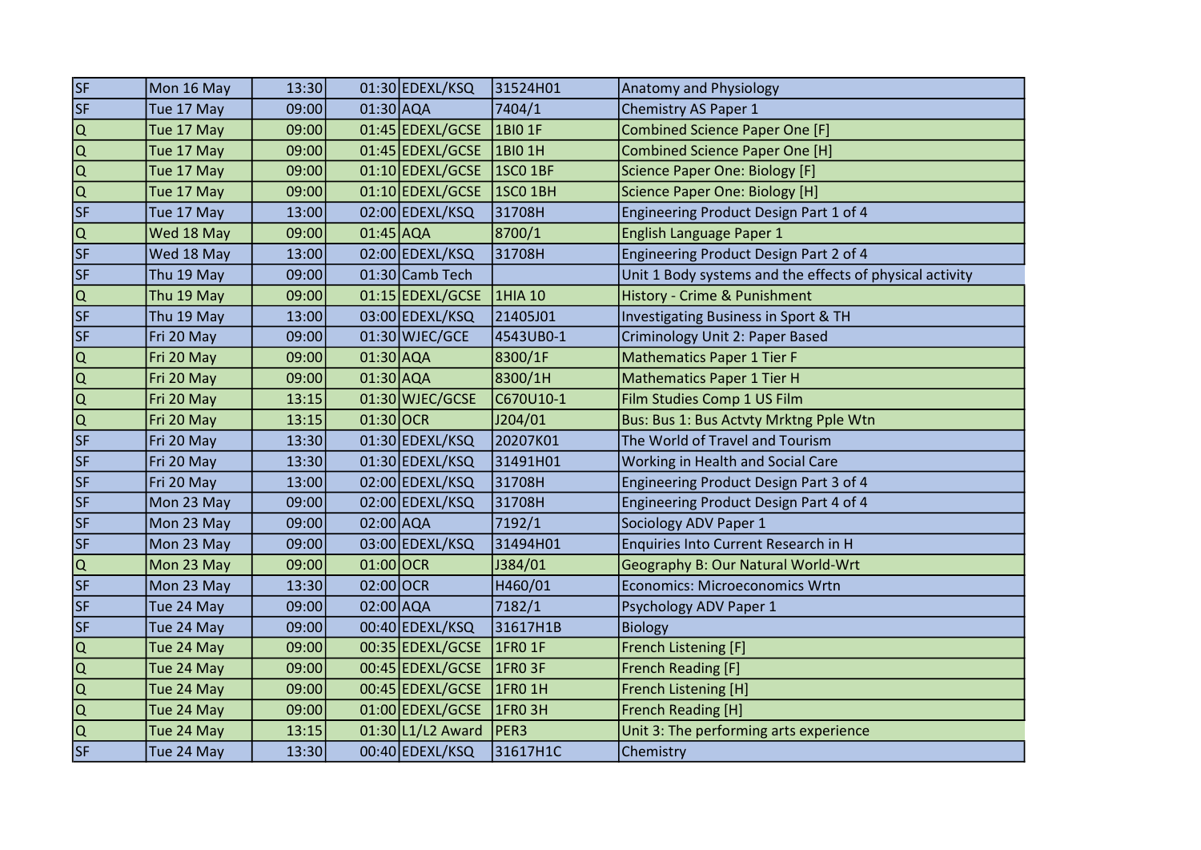| | | | | | | |
|---|---|---|---|---|---|---|
| SF | Mon 16 May | 13:30 | 01:30 | EDEXL/KSQ | 31524H01 | Anatomy and Physiology |
| SF | Tue 17 May | 09:00 | 01:30 | AQA | 7404/1 | Chemistry AS Paper 1 |
| Q | Tue 17 May | 09:00 | 01:45 | EDEXL/GCSE | 1BI0 1F | Combined Science Paper One [F] |
| Q | Tue 17 May | 09:00 | 01:45 | EDEXL/GCSE | 1BI0 1H | Combined Science Paper One [H] |
| Q | Tue 17 May | 09:00 | 01:10 | EDEXL/GCSE | 1SC0 1BF | Science Paper One: Biology [F] |
| Q | Tue 17 May | 09:00 | 01:10 | EDEXL/GCSE | 1SC0 1BH | Science Paper One: Biology [H] |
| SF | Tue 17 May | 13:00 | 02:00 | EDEXL/KSQ | 31708H | Engineering Product Design Part 1 of 4 |
| Q | Wed 18 May | 09:00 | 01:45 | AQA | 8700/1 | English Language Paper 1 |
| SF | Wed 18 May | 13:00 | 02:00 | EDEXL/KSQ | 31708H | Engineering Product Design Part 2 of 4 |
| SF | Thu 19 May | 09:00 | 01:30 | Camb Tech | | Unit 1 Body systems and the effects of physical activity |
| Q | Thu 19 May | 09:00 | 01:15 | EDEXL/GCSE | 1HIA 10 | History - Crime & Punishment |
| SF | Thu 19 May | 13:00 | 03:00 | EDEXL/KSQ | 21405J01 | Investigating Business in Sport & TH |
| SF | Fri 20 May | 09:00 | 01:30 | WJEC/GCE | 4543UB0-1 | Criminology Unit 2: Paper Based |
| Q | Fri 20 May | 09:00 | 01:30 | AQA | 8300/1F | Mathematics Paper 1 Tier F |
| Q | Fri 20 May | 09:00 | 01:30 | AQA | 8300/1H | Mathematics Paper 1 Tier H |
| Q | Fri 20 May | 13:15 | 01:30 | WJEC/GCSE | C670U10-1 | Film Studies Comp 1 US Film |
| Q | Fri 20 May | 13:15 | 01:30 | OCR | J204/01 | Bus: Bus 1: Bus Actvty Mrktng Pple Wtn |
| SF | Fri 20 May | 13:30 | 01:30 | EDEXL/KSQ | 20207K01 | The World of Travel and Tourism |
| SF | Fri 20 May | 13:30 | 01:30 | EDEXL/KSQ | 31491H01 | Working in Health and Social Care |
| SF | Fri 20 May | 13:00 | 02:00 | EDEXL/KSQ | 31708H | Engineering Product Design Part 3 of 4 |
| SF | Mon 23 May | 09:00 | 02:00 | EDEXL/KSQ | 31708H | Engineering Product Design Part 4 of 4 |
| SF | Mon 23 May | 09:00 | 02:00 | AQA | 7192/1 | Sociology ADV Paper 1 |
| SF | Mon 23 May | 09:00 | 03:00 | EDEXL/KSQ | 31494H01 | Enquiries Into Current Research in H |
| Q | Mon 23 May | 09:00 | 01:00 | OCR | J384/01 | Geography B: Our Natural World-Wrt |
| SF | Mon 23 May | 13:30 | 02:00 | OCR | H460/01 | Economics: Microeconomics Wrtn |
| SF | Tue 24 May | 09:00 | 02:00 | AQA | 7182/1 | Psychology ADV Paper 1 |
| SF | Tue 24 May | 09:00 | 00:40 | EDEXL/KSQ | 31617H1B | Biology |
| Q | Tue 24 May | 09:00 | 00:35 | EDEXL/GCSE | 1FR0 1F | French Listening [F] |
| Q | Tue 24 May | 09:00 | 00:45 | EDEXL/GCSE | 1FR0 3F | French Reading [F] |
| Q | Tue 24 May | 09:00 | 00:45 | EDEXL/GCSE | 1FR0 1H | French Listening [H] |
| Q | Tue 24 May | 09:00 | 01:00 | EDEXL/GCSE | 1FR0 3H | French Reading [H] |
| Q | Tue 24 May | 13:15 | 01:30 | L1/L2 Award | PER3 | Unit 3: The performing arts experience |
| SF | Tue 24 May | 13:30 | 00:40 | EDEXL/KSQ | 31617H1C | Chemistry |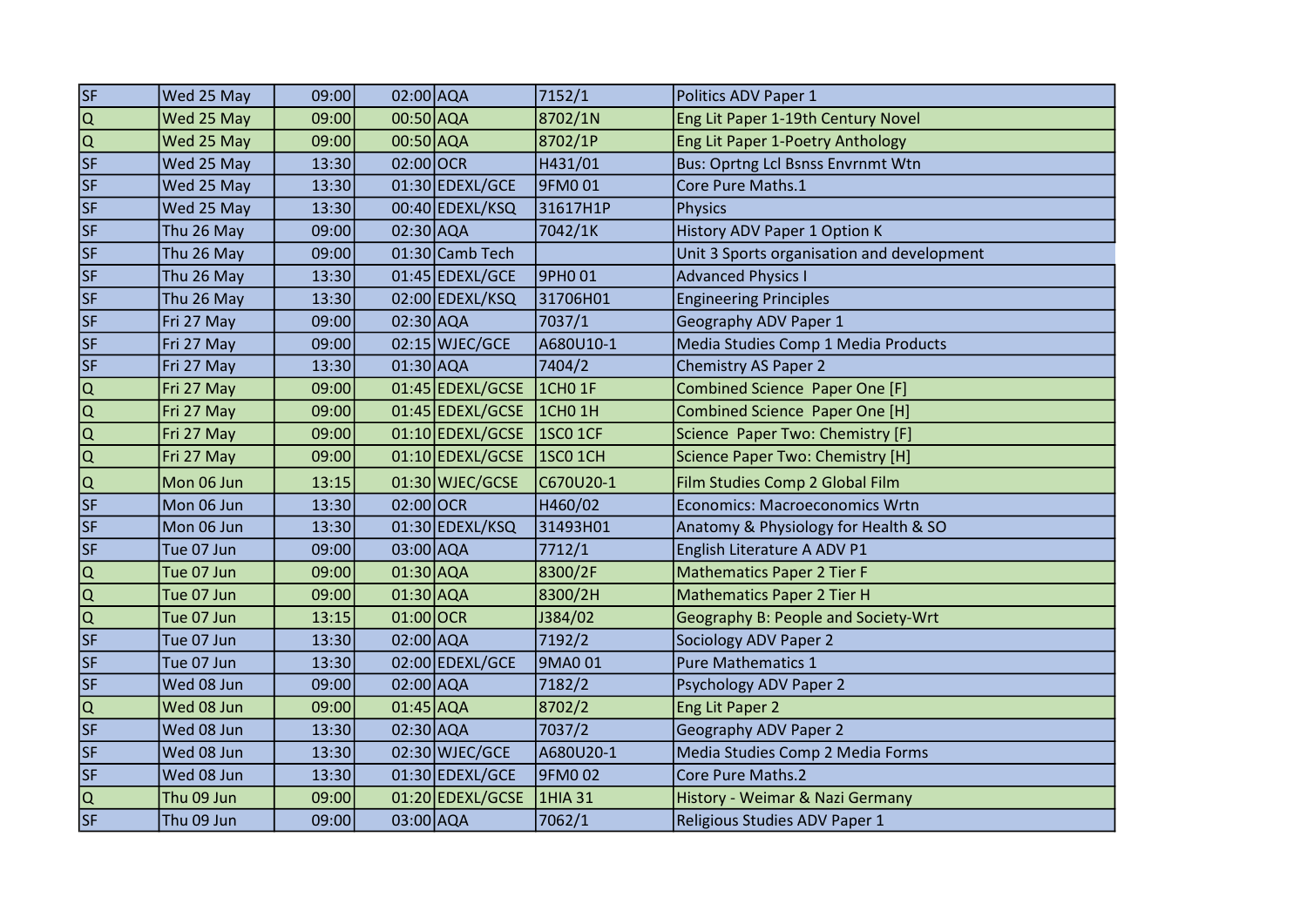| | | | | | | |
|---|---|---|---|---|---|---|
| SF | Wed 25 May | 09:00 | 02:00 | AQA | 7152/1 | Politics ADV Paper 1 |
| Q | Wed 25 May | 09:00 | 00:50 | AQA | 8702/1N | Eng Lit Paper 1-19th Century Novel |
| Q | Wed 25 May | 09:00 | 00:50 | AQA | 8702/1P | Eng Lit Paper 1-Poetry Anthology |
| SF | Wed 25 May | 13:30 | 02:00 | OCR | H431/01 | Bus: Oprtng Lcl Bsnss Envrnmt Wtn |
| SF | Wed 25 May | 13:30 | 01:30 | EDEXL/GCE | 9FM0 01 | Core Pure Maths.1 |
| SF | Wed 25 May | 13:30 | 00:40 | EDEXL/KSQ | 31617H1P | Physics |
| SF | Thu 26 May | 09:00 | 02:30 | AQA | 7042/1K | History ADV Paper 1 Option K |
| SF | Thu 26 May | 09:00 | 01:30 | Camb Tech | | Unit 3 Sports organisation and development |
| SF | Thu 26 May | 13:30 | 01:45 | EDEXL/GCE | 9PH0 01 | Advanced Physics I |
| SF | Thu 26 May | 13:30 | 02:00 | EDEXL/KSQ | 31706H01 | Engineering Principles |
| SF | Fri 27 May | 09:00 | 02:30 | AQA | 7037/1 | Geography ADV Paper 1 |
| SF | Fri 27 May | 09:00 | 02:15 | WJEC/GCE | A680U10-1 | Media Studies Comp 1 Media Products |
| SF | Fri 27 May | 13:30 | 01:30 | AQA | 7404/2 | Chemistry AS Paper 2 |
| Q | Fri 27 May | 09:00 | 01:45 | EDEXL/GCSE | 1CH0 1F | Combined Science Paper One [F] |
| Q | Fri 27 May | 09:00 | 01:45 | EDEXL/GCSE | 1CH0 1H | Combined Science Paper One [H] |
| Q | Fri 27 May | 09:00 | 01:10 | EDEXL/GCSE | 1SC0 1CF | Science Paper Two: Chemistry [F] |
| Q | Fri 27 May | 09:00 | 01:10 | EDEXL/GCSE | 1SC0 1CH | Science Paper Two: Chemistry [H] |
| Q | Mon 06 Jun | 13:15 | 01:30 | WJEC/GCSE | C670U20-1 | Film Studies Comp 2 Global Film |
| SF | Mon 06 Jun | 13:30 | 02:00 | OCR | H460/02 | Economics: Macroeconomics Wrtn |
| SF | Mon 06 Jun | 13:30 | 01:30 | EDEXL/KSQ | 31493H01 | Anatomy & Physiology for Health & SO |
| SF | Tue 07 Jun | 09:00 | 03:00 | AQA | 7712/1 | English Literature A ADV P1 |
| Q | Tue 07 Jun | 09:00 | 01:30 | AQA | 8300/2F | Mathematics Paper 2 Tier F |
| Q | Tue 07 Jun | 09:00 | 01:30 | AQA | 8300/2H | Mathematics Paper 2 Tier H |
| Q | Tue 07 Jun | 13:15 | 01:00 | OCR | J384/02 | Geography B: People and Society-Wrt |
| SF | Tue 07 Jun | 13:30 | 02:00 | AQA | 7192/2 | Sociology ADV Paper 2 |
| SF | Tue 07 Jun | 13:30 | 02:00 | EDEXL/GCE | 9MA0 01 | Pure Mathematics 1 |
| SF | Wed 08 Jun | 09:00 | 02:00 | AQA | 7182/2 | Psychology ADV Paper 2 |
| Q | Wed 08 Jun | 09:00 | 01:45 | AQA | 8702/2 | Eng Lit Paper 2 |
| SF | Wed 08 Jun | 13:30 | 02:30 | AQA | 7037/2 | Geography ADV Paper 2 |
| SF | Wed 08 Jun | 13:30 | 02:30 | WJEC/GCE | A680U20-1 | Media Studies Comp 2 Media Forms |
| SF | Wed 08 Jun | 13:30 | 01:30 | EDEXL/GCE | 9FM0 02 | Core Pure Maths.2 |
| Q | Thu 09 Jun | 09:00 | 01:20 | EDEXL/GCSE | 1HIA 31 | History - Weimar & Nazi Germany |
| SF | Thu 09 Jun | 09:00 | 03:00 | AQA | 7062/1 | Religious Studies ADV Paper 1 |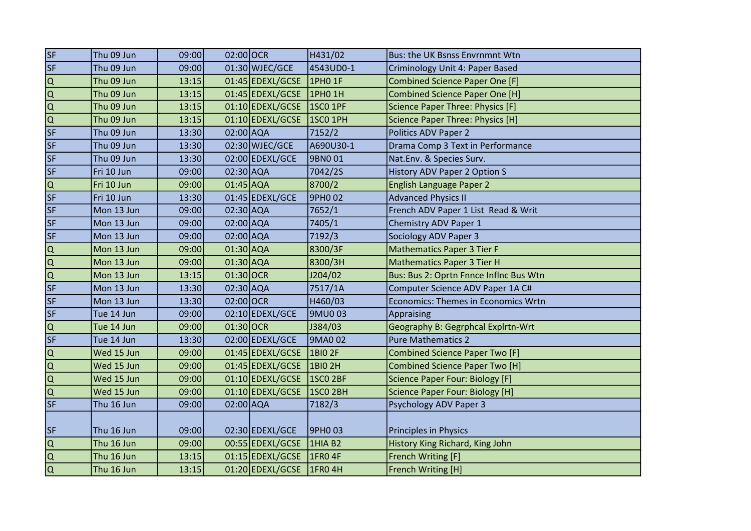| | | | | | | |
|---|---|---|---|---|---|---|
| SF | Thu 09 Jun | 09:00 | 02:00 | OCR | H431/02 | Bus: the UK Bsnss Envrnmnt Wtn |
| SF | Thu 09 Jun | 09:00 | 01:30 | WJEC/GCE | 4543UD0-1 | Criminology Unit 4: Paper Based |
| Q | Thu 09 Jun | 13:15 | 01:45 | EDEXL/GCSE | 1PH0 1F | Combined Science Paper One [F] |
| Q | Thu 09 Jun | 13:15 | 01:45 | EDEXL/GCSE | 1PH0 1H | Combined Science Paper One [H] |
| Q | Thu 09 Jun | 13:15 | 01:10 | EDEXL/GCSE | 1SC0 1PF | Science Paper Three: Physics [F] |
| Q | Thu 09 Jun | 13:15 | 01:10 | EDEXL/GCSE | 1SC0 1PH | Science Paper Three: Physics [H] |
| SF | Thu 09 Jun | 13:30 | 02:00 | AQA | 7152/2 | Politics ADV Paper 2 |
| SF | Thu 09 Jun | 13:30 | 02:30 | WJEC/GCE | A690U30-1 | Drama Comp 3 Text in Performance |
| SF | Thu 09 Jun | 13:30 | 02:00 | EDEXL/GCE | 9BN0 01 | Nat.Env. & Species Surv. |
| SF | Fri 10 Jun | 09:00 | 02:30 | AQA | 7042/2S | History ADV Paper 2 Option S |
| Q | Fri 10 Jun | 09:00 | 01:45 | AQA | 8700/2 | English Language Paper 2 |
| SF | Fri 10 Jun | 13:30 | 01:45 | EDEXL/GCE | 9PH0 02 | Advanced Physics II |
| SF | Mon 13 Jun | 09:00 | 02:30 | AQA | 7652/1 | French ADV Paper 1 List Read & Writ |
| SF | Mon 13 Jun | 09:00 | 02:00 | AQA | 7405/1 | Chemistry ADV Paper 1 |
| SF | Mon 13 Jun | 09:00 | 02:00 | AQA | 7192/3 | Sociology ADV Paper 3 |
| Q | Mon 13 Jun | 09:00 | 01:30 | AQA | 8300/3F | Mathematics Paper 3 Tier F |
| Q | Mon 13 Jun | 09:00 | 01:30 | AQA | 8300/3H | Mathematics Paper 3 Tier H |
| Q | Mon 13 Jun | 13:15 | 01:30 | OCR | J204/02 | Bus: Bus 2: Oprtn Fnnce Inflnc Bus Wtn |
| SF | Mon 13 Jun | 13:30 | 02:30 | AQA | 7517/1A | Computer Science ADV Paper 1A C# |
| SF | Mon 13 Jun | 13:30 | 02:00 | OCR | H460/03 | Economics: Themes in Economics Wrtn |
| SF | Tue 14 Jun | 09:00 | 02:10 | EDEXL/GCE | 9MU0 03 | Appraising |
| Q | Tue 14 Jun | 09:00 | 01:30 | OCR | J384/03 | Geography B: Gegrphcal Explrtn-Wrt |
| SF | Tue 14 Jun | 13:30 | 02:00 | EDEXL/GCE | 9MA0 02 | Pure Mathematics 2 |
| Q | Wed 15 Jun | 09:00 | 01:45 | EDEXL/GCSE | 1BI0 2F | Combined Science Paper Two [F] |
| Q | Wed 15 Jun | 09:00 | 01:45 | EDEXL/GCSE | 1BI0 2H | Combined Science Paper Two [H] |
| Q | Wed 15 Jun | 09:00 | 01:10 | EDEXL/GCSE | 1SC0 2BF | Science Paper Four: Biology [F] |
| Q | Wed 15 Jun | 09:00 | 01:10 | EDEXL/GCSE | 1SC0 2BH | Science Paper Four: Biology [H] |
| SF | Thu 16 Jun | 09:00 | 02:00 | AQA | 7182/3 | Psychology ADV Paper 3 |
| SF | Thu 16 Jun | 09:00 | 02:30 | EDEXL/GCE | 9PH0 03 | Principles in Physics |
| Q | Thu 16 Jun | 09:00 | 00:55 | EDEXL/GCSE | 1HIA B2 | History King Richard, King John |
| Q | Thu 16 Jun | 13:15 | 01:15 | EDEXL/GCSE | 1FR0 4F | French Writing [F] |
| Q | Thu 16 Jun | 13:15 | 01:20 | EDEXL/GCSE | 1FR0 4H | French Writing [H] |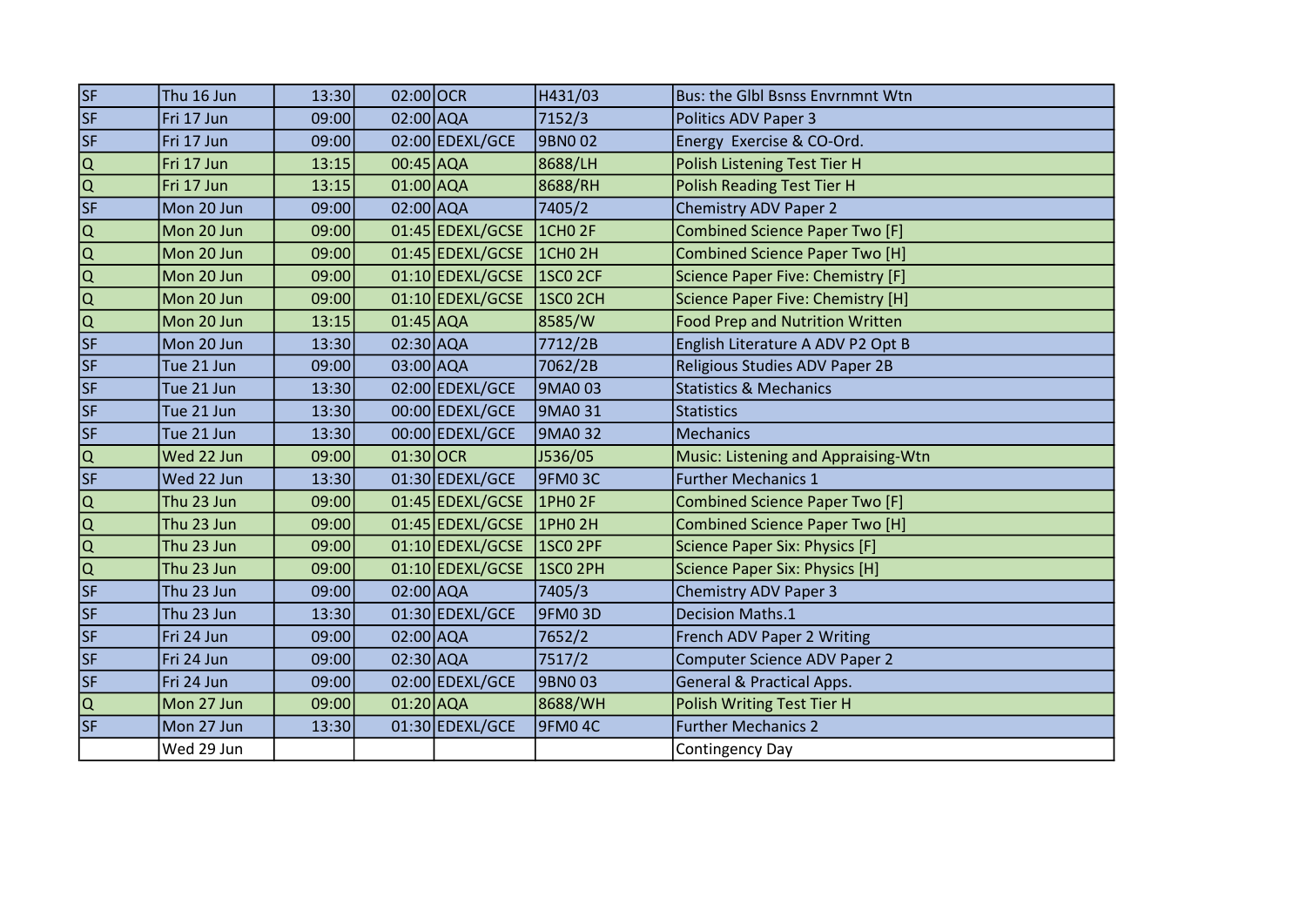| | | | | | | |
|---|---|---|---|---|---|---|
| SF | Thu 16 Jun | 13:30 | 02:00 | OCR | H431/03 | Bus: the Glbl Bsnss Envrnmnt Wtn |
| SF | Fri 17 Jun | 09:00 | 02:00 | AQA | 7152/3 | Politics ADV Paper 3 |
| SF | Fri 17 Jun | 09:00 | 02:00 | EDEXL/GCE | 9BN0 02 | Energy Exercise & CO-Ord. |
| Q | Fri 17 Jun | 13:15 | 00:45 | AQA | 8688/LH | Polish Listening Test Tier H |
| Q | Fri 17 Jun | 13:15 | 01:00 | AQA | 8688/RH | Polish Reading Test Tier H |
| SF | Mon 20 Jun | 09:00 | 02:00 | AQA | 7405/2 | Chemistry ADV Paper 2 |
| Q | Mon 20 Jun | 09:00 | 01:45 | EDEXL/GCSE | 1CH0 2F | Combined Science Paper Two [F] |
| Q | Mon 20 Jun | 09:00 | 01:45 | EDEXL/GCSE | 1CH0 2H | Combined Science Paper Two [H] |
| Q | Mon 20 Jun | 09:00 | 01:10 | EDEXL/GCSE | 1SC0 2CF | Science Paper Five: Chemistry [F] |
| Q | Mon 20 Jun | 09:00 | 01:10 | EDEXL/GCSE | 1SC0 2CH | Science Paper Five: Chemistry [H] |
| Q | Mon 20 Jun | 13:15 | 01:45 | AQA | 8585/W | Food Prep and Nutrition Written |
| SF | Mon 20 Jun | 13:30 | 02:30 | AQA | 7712/2B | English Literature A ADV P2 Opt B |
| SF | Tue 21 Jun | 09:00 | 03:00 | AQA | 7062/2B | Religious Studies ADV Paper 2B |
| SF | Tue 21 Jun | 13:30 | 02:00 | EDEXL/GCE | 9MA0 03 | Statistics & Mechanics |
| SF | Tue 21 Jun | 13:30 | 00:00 | EDEXL/GCE | 9MA0 31 | Statistics |
| SF | Tue 21 Jun | 13:30 | 00:00 | EDEXL/GCE | 9MA0 32 | Mechanics |
| Q | Wed 22 Jun | 09:00 | 01:30 | OCR | J536/05 | Music: Listening and Appraising-Wtn |
| SF | Wed 22 Jun | 13:30 | 01:30 | EDEXL/GCE | 9FM0 3C | Further Mechanics 1 |
| Q | Thu 23 Jun | 09:00 | 01:45 | EDEXL/GCSE | 1PH0 2F | Combined Science Paper Two [F] |
| Q | Thu 23 Jun | 09:00 | 01:45 | EDEXL/GCSE | 1PH0 2H | Combined Science Paper Two [H] |
| Q | Thu 23 Jun | 09:00 | 01:10 | EDEXL/GCSE | 1SC0 2PF | Science Paper Six: Physics [F] |
| Q | Thu 23 Jun | 09:00 | 01:10 | EDEXL/GCSE | 1SC0 2PH | Science Paper Six: Physics [H] |
| SF | Thu 23 Jun | 09:00 | 02:00 | AQA | 7405/3 | Chemistry ADV Paper 3 |
| SF | Thu 23 Jun | 13:30 | 01:30 | EDEXL/GCE | 9FM0 3D | Decision Maths.1 |
| SF | Fri 24 Jun | 09:00 | 02:00 | AQA | 7652/2 | French ADV Paper 2 Writing |
| SF | Fri 24 Jun | 09:00 | 02:30 | AQA | 7517/2 | Computer Science ADV Paper 2 |
| SF | Fri 24 Jun | 09:00 | 02:00 | EDEXL/GCE | 9BN0 03 | General & Practical Apps. |
| Q | Mon 27 Jun | 09:00 | 01:20 | AQA | 8688/WH | Polish Writing Test Tier H |
| SF | Mon 27 Jun | 13:30 | 01:30 | EDEXL/GCE | 9FM0 4C | Further Mechanics 2 |
| | Wed 29 Jun | | | | | Contingency Day |